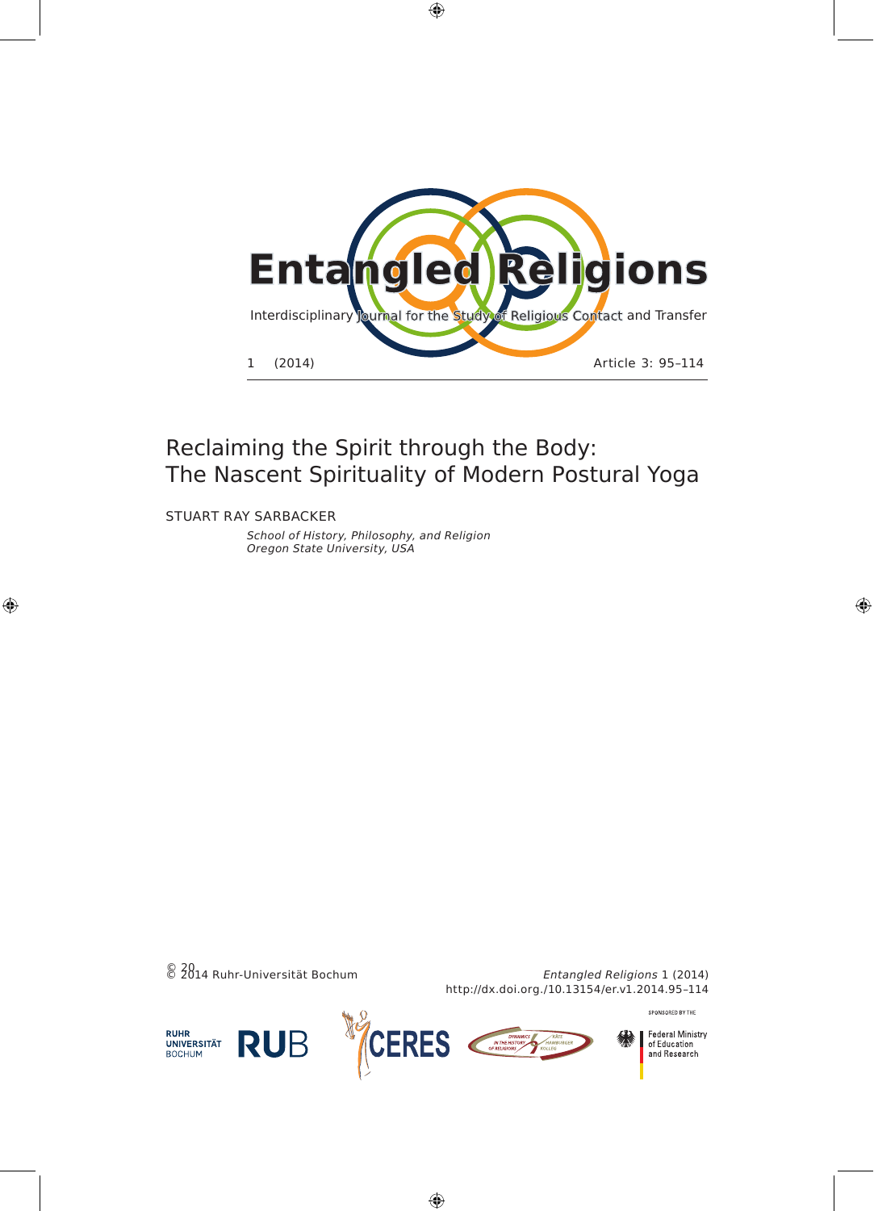# Entangled Religions

Interdisciplinary Journal for the Study of Religious Contact and Transfer

1 (2014) Article 3: 95–114

## Reclaiming the Spirit through the Body: The Nascent Spirituality of Modern Postural Yoga

STUART RAY SARBACKER

*School of History, Philosophy, and Religion*
*Oregon State University, USA*

© 2014 Ruhr-Universität Bochum

*Entangled Religions* 1 (2014)
http://dx.doi.org./10.13154/er.v1.2014.95–114

RUHR UNIVERSITÄT BOCHUM RUB

CERES

DYNAMICS IN THE HISTORY OF RELIGIONS KÄTE HAMBURGER KOLLEG

SPONSORED BY THE Federal Ministry of Education and Research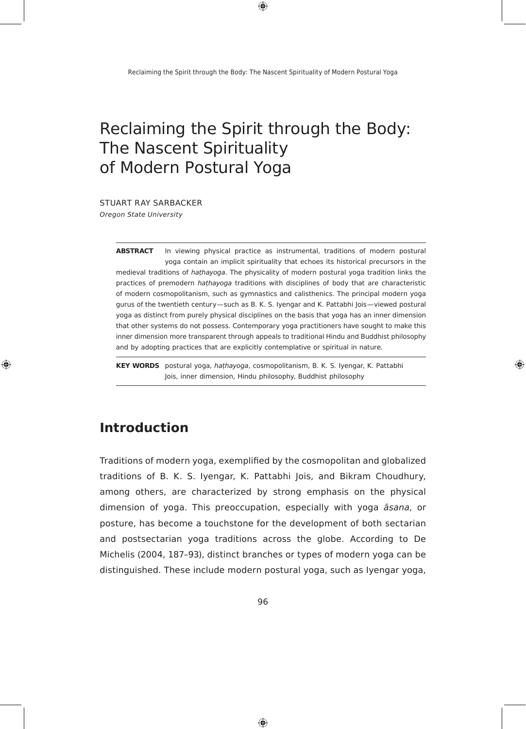# Reclaiming the Spirit through the Body: The Nascent Spirituality of Modern Postural Yoga

STUART RAY SARBACKER
*Oregon State University*

**ABSTRACT** In viewing physical practice as instrumental, traditions of modern postural yoga contain an implicit spirituality that echoes its historical precursors in the medieval traditions of *haṭhayoga*. The physicality of modern postural yoga tradition links the practices of premodern *haṭhayoga* traditions with disciplines of body that are characteristic of modern cosmopolitanism, such as gymnastics and calisthenics. The principal modern yoga gurus of the twentieth century—such as B. K. S. Iyengar and K. Pattabhi Jois—viewed postural yoga as distinct from purely physical disciplines on the basis that yoga has an inner dimension that other systems do not possess. Contemporary yoga practitioners have sought to make this inner dimension more transparent through appeals to traditional Hindu and Buddhist philosophy and by adopting practices that are explicitly contemplative or spiritual in nature.

**KEY WORDS** postural yoga, *haṭhayoga*, cosmopolitanism, B. K. S. Iyengar, K. Pattabhi Jois, inner dimension, Hindu philosophy, Buddhist philosophy

## Introduction

Traditions of modern yoga, exemplified by the cosmopolitan and globalized traditions of B. K. S. Iyengar, K. Pattabhi Jois, and Bikram Choudhury, among others, are characterized by strong emphasis on the physical dimension of yoga. This preoccupation, especially with yoga *āsana*, or posture, has become a touchstone for the development of both sectarian and postsectarian yoga traditions across the globe. According to De Michelis (2004, 187–93), distinct branches or types of modern yoga can be distinguished. These include modern postural yoga, such as Iyengar yoga,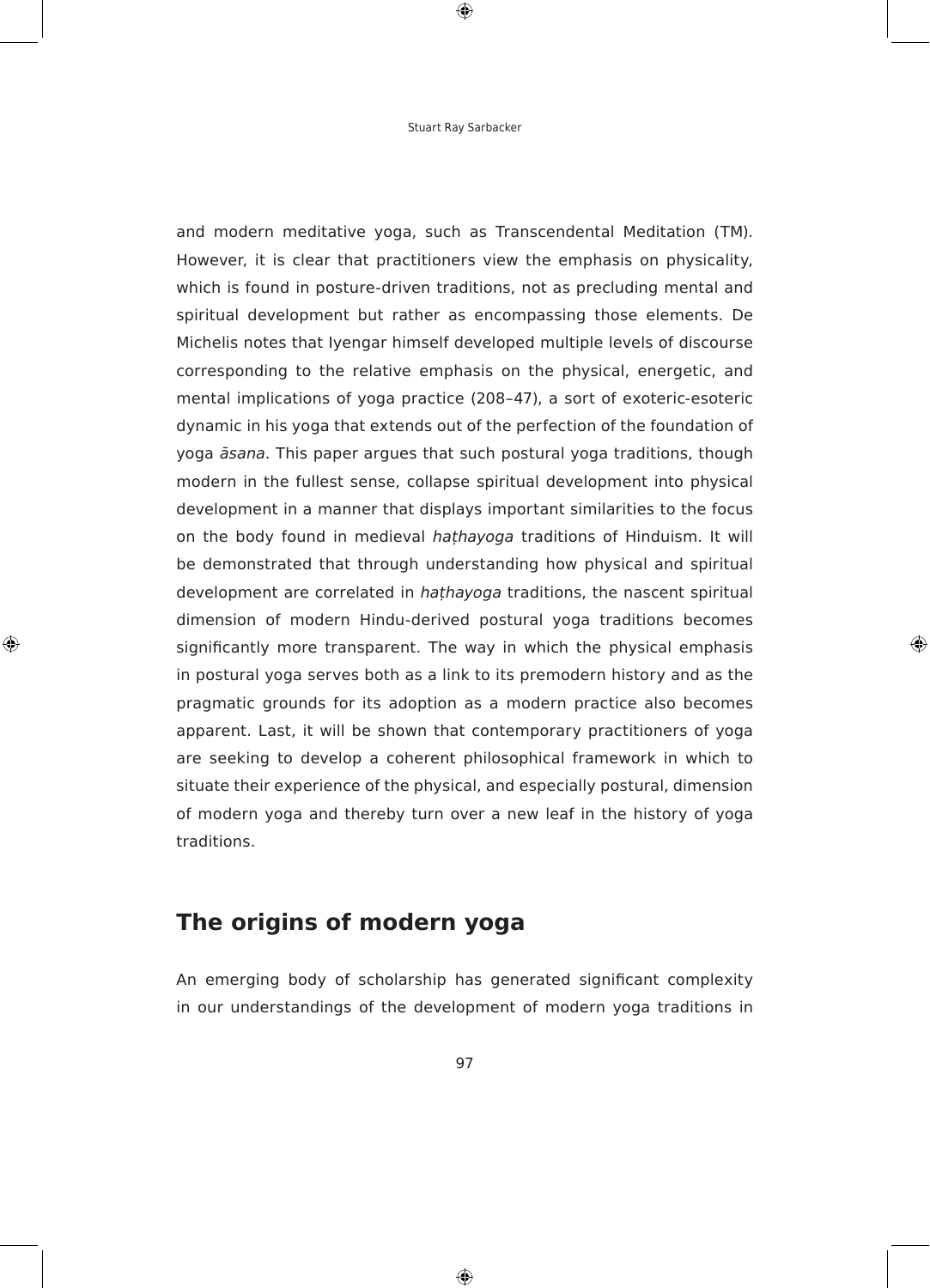and modern meditative yoga, such as Transcendental Meditation (TM). However, it is clear that practitioners view the emphasis on physicality, which is found in posture-driven traditions, not as precluding mental and spiritual development but rather as encompassing those elements. De Michelis notes that Iyengar himself developed multiple levels of discourse corresponding to the relative emphasis on the physical, energetic, and mental implications of yoga practice (208–47), a sort of exoteric-esoteric dynamic in his yoga that extends out of the perfection of the foundation of yoga *āsana*. This paper argues that such postural yoga traditions, though modern in the fullest sense, collapse spiritual development into physical development in a manner that displays important similarities to the focus on the body found in medieval *haṭhayoga* traditions of Hinduism. It will be demonstrated that through understanding how physical and spiritual development are correlated in *haṭhayoga* traditions, the nascent spiritual dimension of modern Hindu-derived postural yoga traditions becomes significantly more transparent. The way in which the physical emphasis in postural yoga serves both as a link to its premodern history and as the pragmatic grounds for its adoption as a modern practice also becomes apparent. Last, it will be shown that contemporary practitioners of yoga are seeking to develop a coherent philosophical framework in which to situate their experience of the physical, and especially postural, dimension of modern yoga and thereby turn over a new leaf in the history of yoga traditions.

## The origins of modern yoga

An emerging body of scholarship has generated significant complexity in our understandings of the development of modern yoga traditions in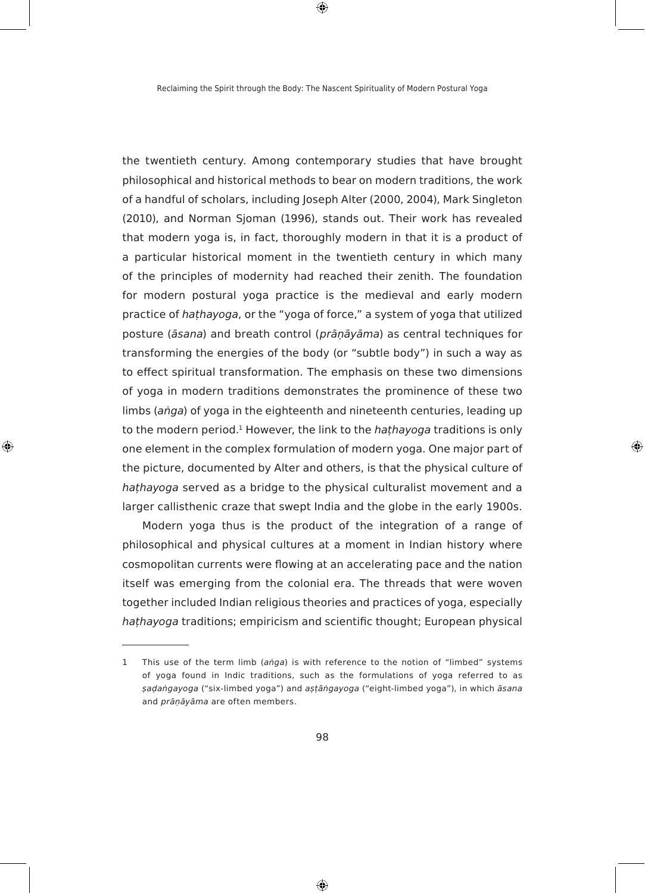the twentieth century. Among contemporary studies that have brought philosophical and historical methods to bear on modern traditions, the work of a handful of scholars, including Joseph Alter (2000, 2004), Mark Singleton (2010), and Norman Sjoman (1996), stands out. Their work has revealed that modern yoga is, in fact, thoroughly modern in that it is a product of a particular historical moment in the twentieth century in which many of the principles of modernity had reached their zenith. The foundation for modern postural yoga practice is the medieval and early modern practice of *haṭhayoga*, or the "yoga of force," a system of yoga that utilized posture (*āsana*) and breath control (*prāṇāyāma*) as central techniques for transforming the energies of the body (or "subtle body") in such a way as to effect spiritual transformation. The emphasis on these two dimensions of yoga in modern traditions demonstrates the prominence of these two limbs (*aṅga*) of yoga in the eighteenth and nineteenth centuries, leading up to the modern period.[1] However, the link to the *haṭhayoga* traditions is only one element in the complex formulation of modern yoga. One major part of the picture, documented by Alter and others, is that the physical culture of *haṭhayoga* served as a bridge to the physical culturalist movement and a larger callisthenic craze that swept India and the globe in the early 1900s.

Modern yoga thus is the product of the integration of a range of philosophical and physical cultures at a moment in Indian history where cosmopolitan currents were flowing at an accelerating pace and the nation itself was emerging from the colonial era. The threads that were woven together included Indian religious theories and practices of yoga, especially *haṭhayoga* traditions; empiricism and scientific thought; European physical

---

1 This use of the term limb (*aṅga*) is with reference to the notion of "limbed" systems of yoga found in Indic traditions, such as the formulations of yoga referred to as *ṣaḍaṅgayoga* ("six-limbed yoga") and *aṣṭāṅgayoga* ("eight-limbed yoga"), in which *āsana* and *prāṇāyāma* are often members.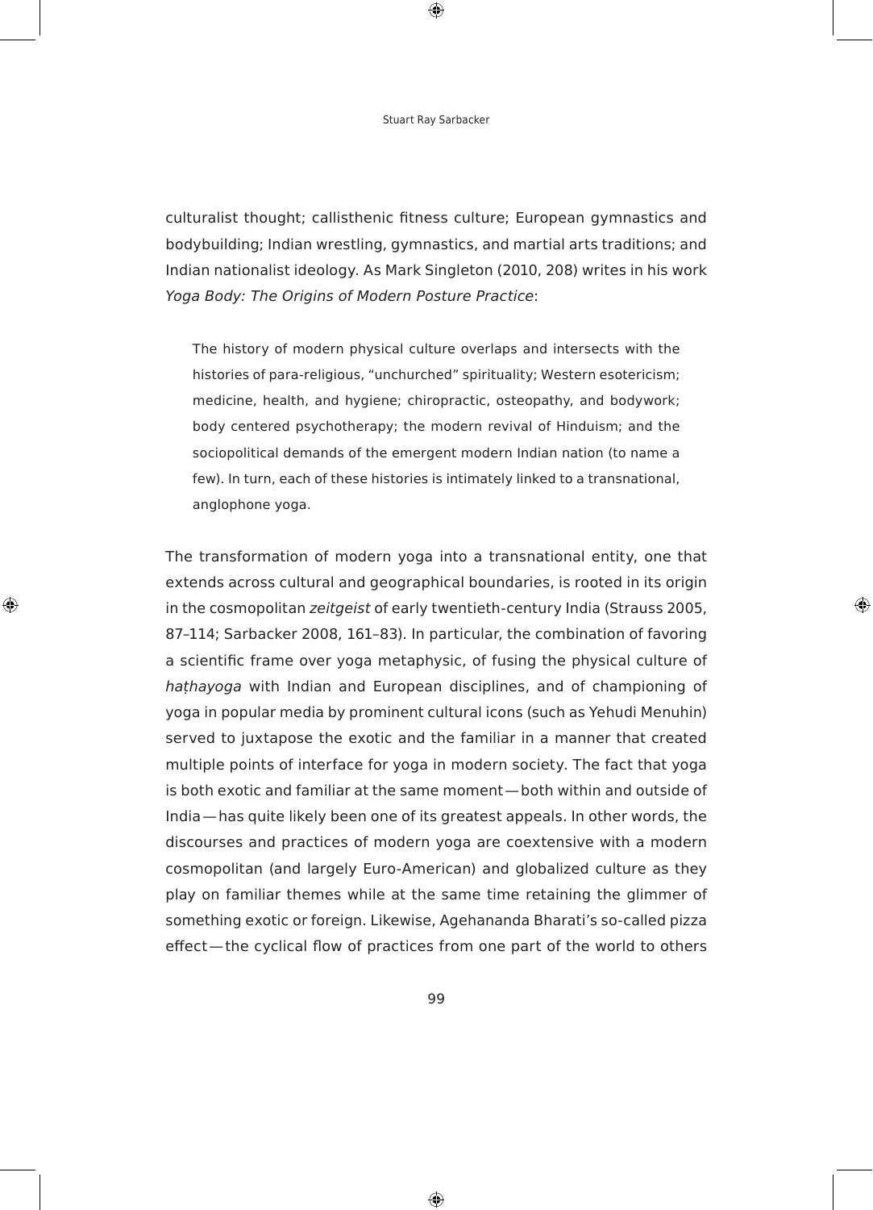culturalist thought; callisthenic fitness culture; European gymnastics and bodybuilding; Indian wrestling, gymnastics, and martial arts traditions; and Indian nationalist ideology. As Mark Singleton (2010, 208) writes in his work *Yoga Body: The Origins of Modern Posture Practice*:

> The history of modern physical culture overlaps and intersects with the histories of para-religious, "unchurched" spirituality; Western esotericism; medicine, health, and hygiene; chiropractic, osteopathy, and bodywork; body centered psychotherapy; the modern revival of Hinduism; and the sociopolitical demands of the emergent modern Indian nation (to name a few). In turn, each of these histories is intimately linked to a transnational, anglophone yoga.

The transformation of modern yoga into a transnational entity, one that extends across cultural and geographical boundaries, is rooted in its origin in the cosmopolitan *zeitgeist* of early twentieth-century India (Strauss 2005, 87–114; Sarbacker 2008, 161–83). In particular, the combination of favoring a scientific frame over yoga metaphysic, of fusing the physical culture of *haṭhayoga* with Indian and European disciplines, and of championing of yoga in popular media by prominent cultural icons (such as Yehudi Menuhin) served to juxtapose the exotic and the familiar in a manner that created multiple points of interface for yoga in modern society. The fact that yoga is both exotic and familiar at the same moment — both within and outside of India — has quite likely been one of its greatest appeals. In other words, the discourses and practices of modern yoga are coextensive with a modern cosmopolitan (and largely Euro-American) and globalized culture as they play on familiar themes while at the same time retaining the glimmer of something exotic or foreign. Likewise, Agehananda Bharati's so-called pizza effect — the cyclical flow of practices from one part of the world to others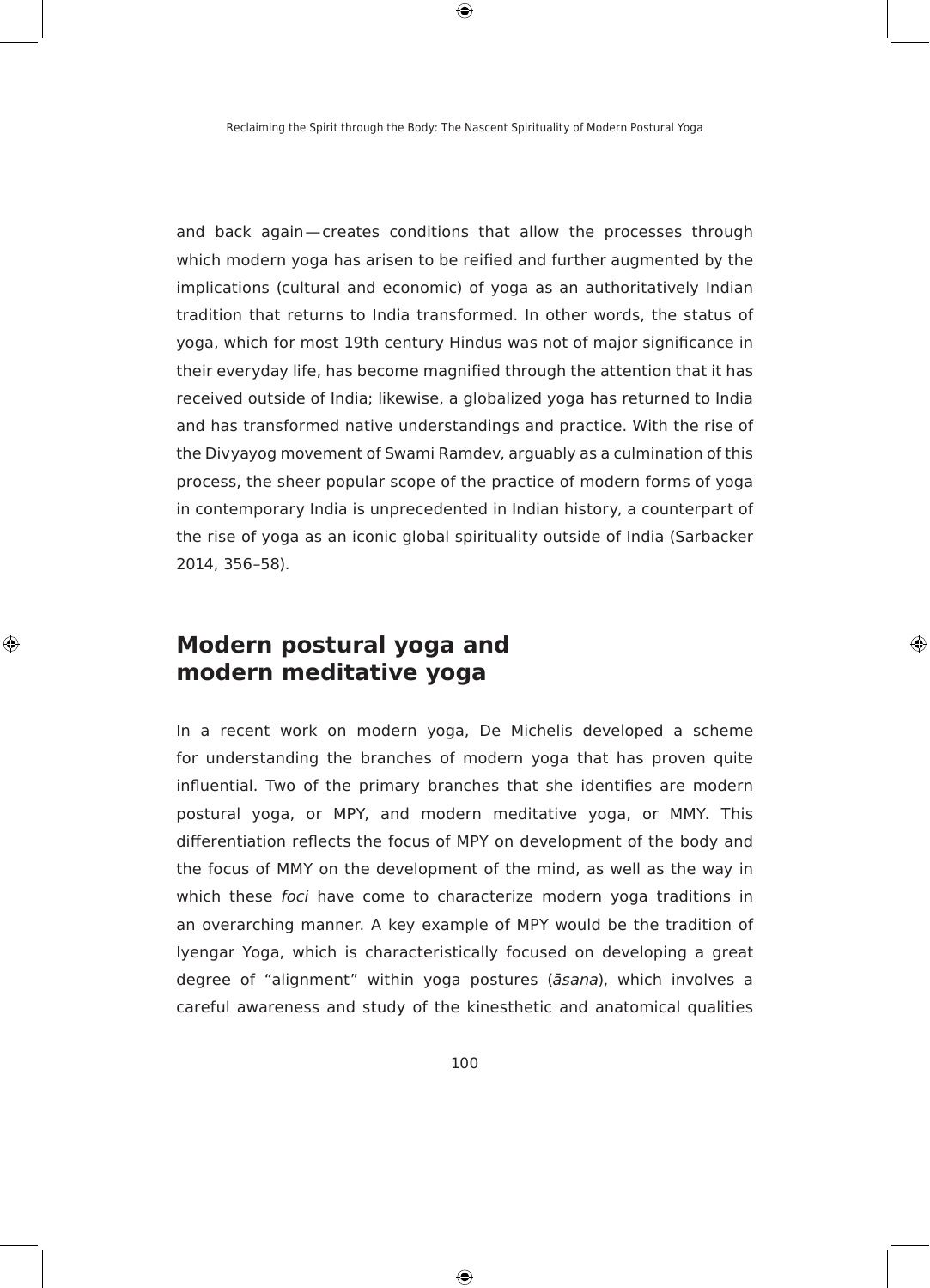and back again—creates conditions that allow the processes through which modern yoga has arisen to be reified and further augmented by the implications (cultural and economic) of yoga as an authoritatively Indian tradition that returns to India transformed. In other words, the status of yoga, which for most 19th century Hindus was not of major significance in their everyday life, has become magnified through the attention that it has received outside of India; likewise, a globalized yoga has returned to India and has transformed native understandings and practice. With the rise of the Divyayog movement of Swami Ramdev, arguably as a culmination of this process, the sheer popular scope of the practice of modern forms of yoga in contemporary India is unprecedented in Indian history, a counterpart of the rise of yoga as an iconic global spirituality outside of India (Sarbacker 2014, 356–58).

## Modern postural yoga and modern meditative yoga

In a recent work on modern yoga, De Michelis developed a scheme for understanding the branches of modern yoga that has proven quite influential. Two of the primary branches that she identifies are modern postural yoga, or MPY, and modern meditative yoga, or MMY. This differentiation reflects the focus of MPY on development of the body and the focus of MMY on the development of the mind, as well as the way in which these *foci* have come to characterize modern yoga traditions in an overarching manner. A key example of MPY would be the tradition of Iyengar Yoga, which is characteristically focused on developing a great degree of "alignment" within yoga postures (*āsana*), which involves a careful awareness and study of the kinesthetic and anatomical qualities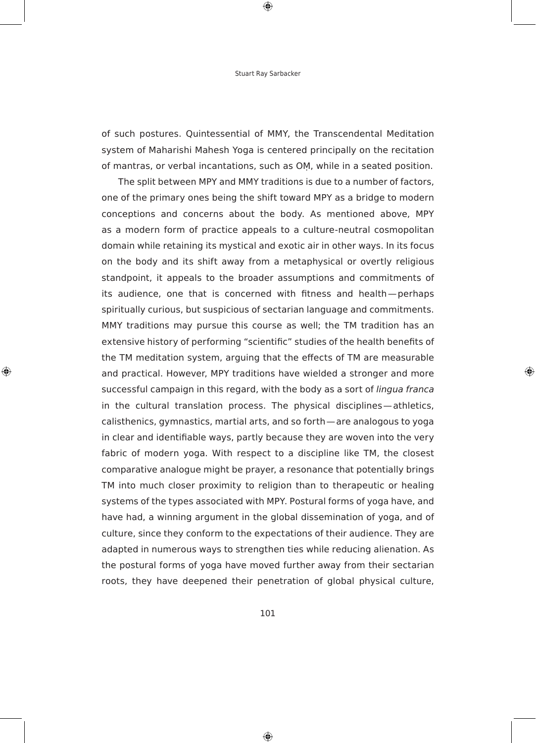of such postures. Quintessential of MMY, the Transcendental Meditation system of Maharishi Mahesh Yoga is centered principally on the recitation of mantras, or verbal incantations, such as OṂ, while in a seated position.

The split between MPY and MMY traditions is due to a number of factors, one of the primary ones being the shift toward MPY as a bridge to modern conceptions and concerns about the body. As mentioned above, MPY as a modern form of practice appeals to a culture-neutral cosmopolitan domain while retaining its mystical and exotic air in other ways. In its focus on the body and its shift away from a metaphysical or overtly religious standpoint, it appeals to the broader assumptions and commitments of its audience, one that is concerned with fitness and health — perhaps spiritually curious, but suspicious of sectarian language and commitments. MMY traditions may pursue this course as well; the TM tradition has an extensive history of performing "scientific" studies of the health benefits of the TM meditation system, arguing that the effects of TM are measurable and practical. However, MPY traditions have wielded a stronger and more successful campaign in this regard, with the body as a sort of *lingua franca* in the cultural translation process. The physical disciplines — athletics, calisthenics, gymnastics, martial arts, and so forth — are analogous to yoga in clear and identifiable ways, partly because they are woven into the very fabric of modern yoga. With respect to a discipline like TM, the closest comparative analogue might be prayer, a resonance that potentially brings TM into much closer proximity to religion than to therapeutic or healing systems of the types associated with MPY. Postural forms of yoga have, and have had, a winning argument in the global dissemination of yoga, and of culture, since they conform to the expectations of their audience. They are adapted in numerous ways to strengthen ties while reducing alienation. As the postural forms of yoga have moved further away from their sectarian roots, they have deepened their penetration of global physical culture,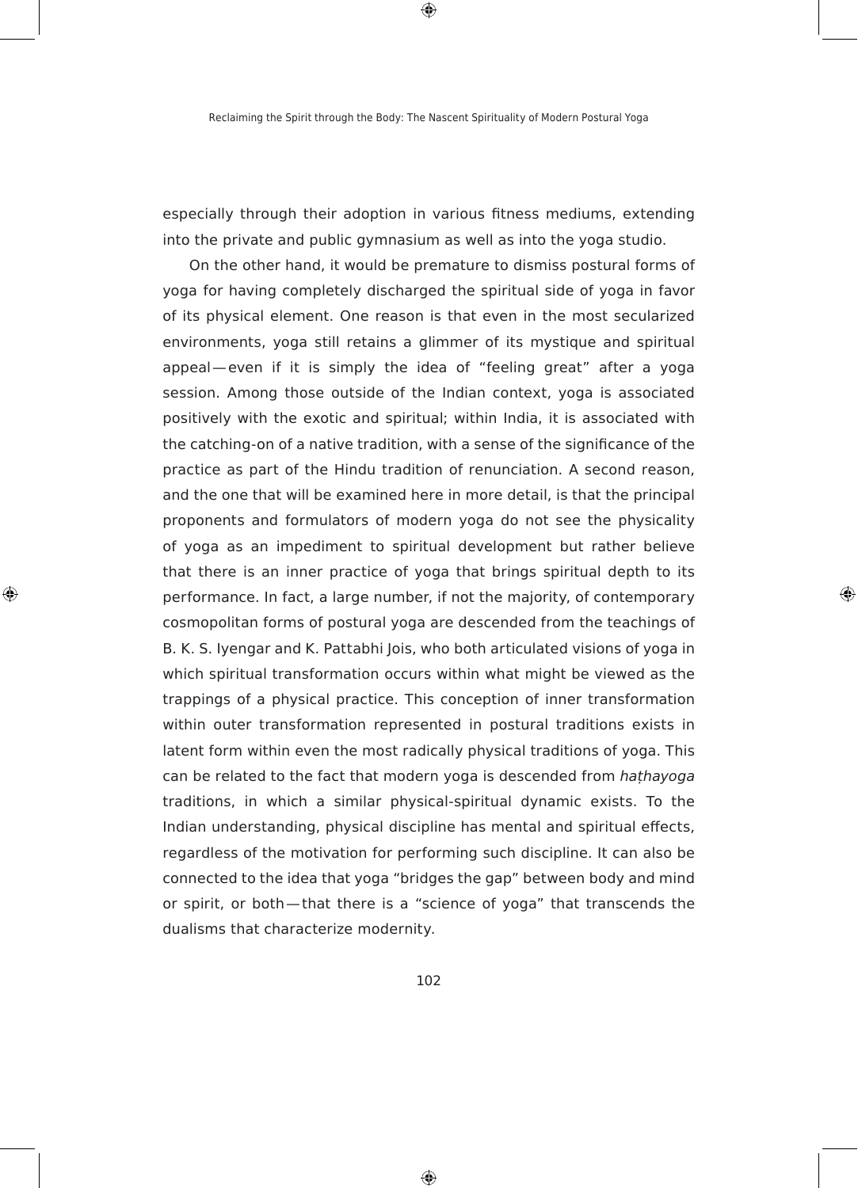especially through their adoption in various fitness mediums, extending into the private and public gymnasium as well as into the yoga studio.

On the other hand, it would be premature to dismiss postural forms of yoga for having completely discharged the spiritual side of yoga in favor of its physical element. One reason is that even in the most secularized environments, yoga still retains a glimmer of its mystique and spiritual appeal — even if it is simply the idea of "feeling great" after a yoga session. Among those outside of the Indian context, yoga is associated positively with the exotic and spiritual; within India, it is associated with the catching-on of a native tradition, with a sense of the significance of the practice as part of the Hindu tradition of renunciation. A second reason, and the one that will be examined here in more detail, is that the principal proponents and formulators of modern yoga do not see the physicality of yoga as an impediment to spiritual development but rather believe that there is an inner practice of yoga that brings spiritual depth to its performance. In fact, a large number, if not the majority, of contemporary cosmopolitan forms of postural yoga are descended from the teachings of B. K. S. Iyengar and K. Pattabhi Jois, who both articulated visions of yoga in which spiritual transformation occurs within what might be viewed as the trappings of a physical practice. This conception of inner transformation within outer transformation represented in postural traditions exists in latent form within even the most radically physical traditions of yoga. This can be related to the fact that modern yoga is descended from *haṭhayoga* traditions, in which a similar physical-spiritual dynamic exists. To the Indian understanding, physical discipline has mental and spiritual effects, regardless of the motivation for performing such discipline. It can also be connected to the idea that yoga "bridges the gap" between body and mind or spirit, or both — that there is a "science of yoga" that transcends the dualisms that characterize modernity.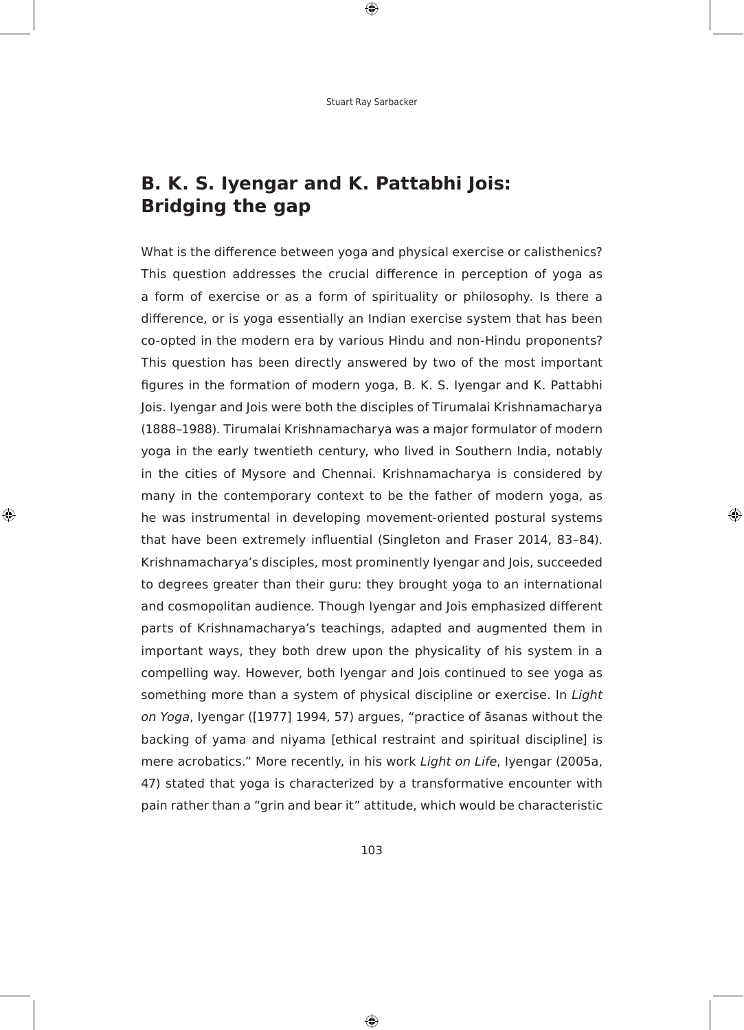## B. K. S. Iyengar and K. Pattabhi Jois: Bridging the gap

What is the difference between yoga and physical exercise or calisthenics? This question addresses the crucial difference in perception of yoga as a form of exercise or as a form of spirituality or philosophy. Is there a difference, or is yoga essentially an Indian exercise system that has been co-opted in the modern era by various Hindu and non-Hindu proponents? This question has been directly answered by two of the most important figures in the formation of modern yoga, B. K. S. Iyengar and K. Pattabhi Jois. Iyengar and Jois were both the disciples of Tirumalai Krishnamacharya (1888–1988). Tirumalai Krishnamacharya was a major formulator of modern yoga in the early twentieth century, who lived in Southern India, notably in the cities of Mysore and Chennai. Krishnamacharya is considered by many in the contemporary context to be the father of modern yoga, as he was instrumental in developing movement-oriented postural systems that have been extremely influential (Singleton and Fraser 2014, 83–84). Krishnamacharya's disciples, most prominently Iyengar and Jois, succeeded to degrees greater than their guru: they brought yoga to an international and cosmopolitan audience. Though Iyengar and Jois emphasized different parts of Krishnamacharya's teachings, adapted and augmented them in important ways, they both drew upon the physicality of his system in a compelling way. However, both Iyengar and Jois continued to see yoga as something more than a system of physical discipline or exercise. In *Light on Yoga*, Iyengar ([1977] 1994, 57) argues, "practice of āsanas without the backing of yama and niyama [ethical restraint and spiritual discipline] is mere acrobatics." More recently, in his work *Light on Life*, Iyengar (2005a, 47) stated that yoga is characterized by a transformative encounter with pain rather than a "grin and bear it" attitude, which would be characteristic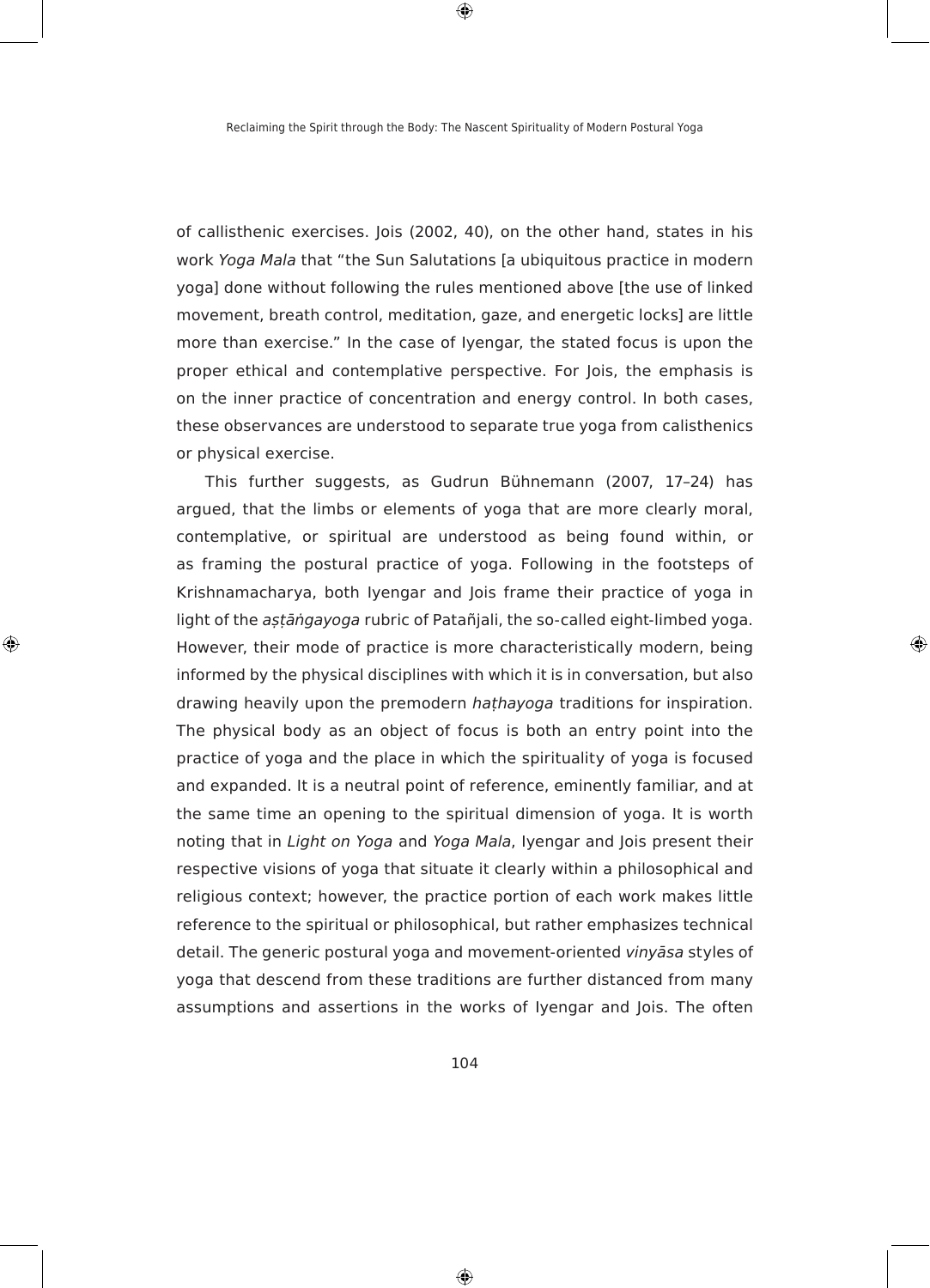of callisthenic exercises. Jois (2002, 40), on the other hand, states in his work *Yoga Mala* that "the Sun Salutations [a ubiquitous practice in modern yoga] done without following the rules mentioned above [the use of linked movement, breath control, meditation, gaze, and energetic locks] are little more than exercise." In the case of Iyengar, the stated focus is upon the proper ethical and contemplative perspective. For Jois, the emphasis is on the inner practice of concentration and energy control. In both cases, these observances are understood to separate true yoga from calisthenics or physical exercise.

This further suggests, as Gudrun Bühnemann (2007, 17–24) has argued, that the limbs or elements of yoga that are more clearly moral, contemplative, or spiritual are understood as being found within, or as framing the postural practice of yoga. Following in the footsteps of Krishnamacharya, both Iyengar and Jois frame their practice of yoga in light of the *aṣṭāṅgayoga* rubric of Patañjali, the so-called eight-limbed yoga. However, their mode of practice is more characteristically modern, being informed by the physical disciplines with which it is in conversation, but also drawing heavily upon the premodern *haṭhayoga* traditions for inspiration. The physical body as an object of focus is both an entry point into the practice of yoga and the place in which the spirituality of yoga is focused and expanded. It is a neutral point of reference, eminently familiar, and at the same time an opening to the spiritual dimension of yoga. It is worth noting that in *Light on Yoga* and *Yoga Mala*, Iyengar and Jois present their respective visions of yoga that situate it clearly within a philosophical and religious context; however, the practice portion of each work makes little reference to the spiritual or philosophical, but rather emphasizes technical detail. The generic postural yoga and movement-oriented *vinyāsa* styles of yoga that descend from these traditions are further distanced from many assumptions and assertions in the works of Iyengar and Jois. The often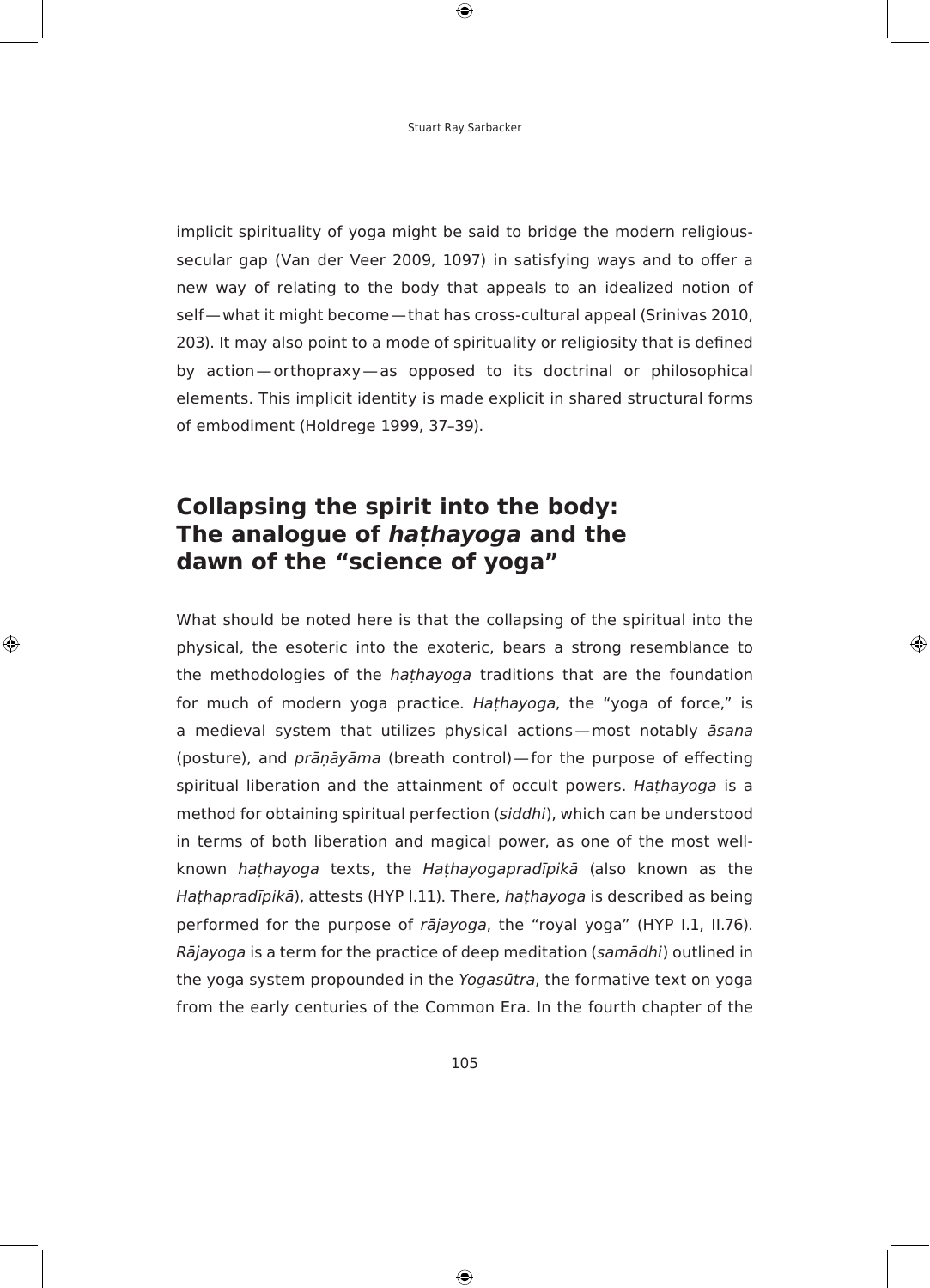implicit spirituality of yoga might be said to bridge the modern religious-secular gap (Van der Veer 2009, 1097) in satisfying ways and to offer a new way of relating to the body that appeals to an idealized notion of self—what it might become—that has cross-cultural appeal (Srinivas 2010, 203). It may also point to a mode of spirituality or religiosity that is defined by action—orthopraxy—as opposed to its doctrinal or philosophical elements. This implicit identity is made explicit in shared structural forms of embodiment (Holdrege 1999, 37–39).

## Collapsing the spirit into the body: The analogue of *haṭhayoga* and the dawn of the "science of yoga"

What should be noted here is that the collapsing of the spiritual into the physical, the esoteric into the exoteric, bears a strong resemblance to the methodologies of the *haṭhayoga* traditions that are the foundation for much of modern yoga practice. *Haṭhayoga*, the "yoga of force," is a medieval system that utilizes physical actions—most notably *āsana* (posture), and *prāṇāyāma* (breath control)—for the purpose of effecting spiritual liberation and the attainment of occult powers. *Haṭhayoga* is a method for obtaining spiritual perfection (*siddhi*), which can be understood in terms of both liberation and magical power, as one of the most well-known *haṭhayoga* texts, the *Haṭhayogapradīpikā* (also known as the *Haṭhapradīpikā*), attests (HYP I.11). There, *haṭhayoga* is described as being performed for the purpose of *rājayoga*, the "royal yoga" (HYP I.1, II.76). *Rājayoga* is a term for the practice of deep meditation (*samādhi*) outlined in the yoga system propounded in the *Yogasūtra*, the formative text on yoga from the early centuries of the Common Era. In the fourth chapter of the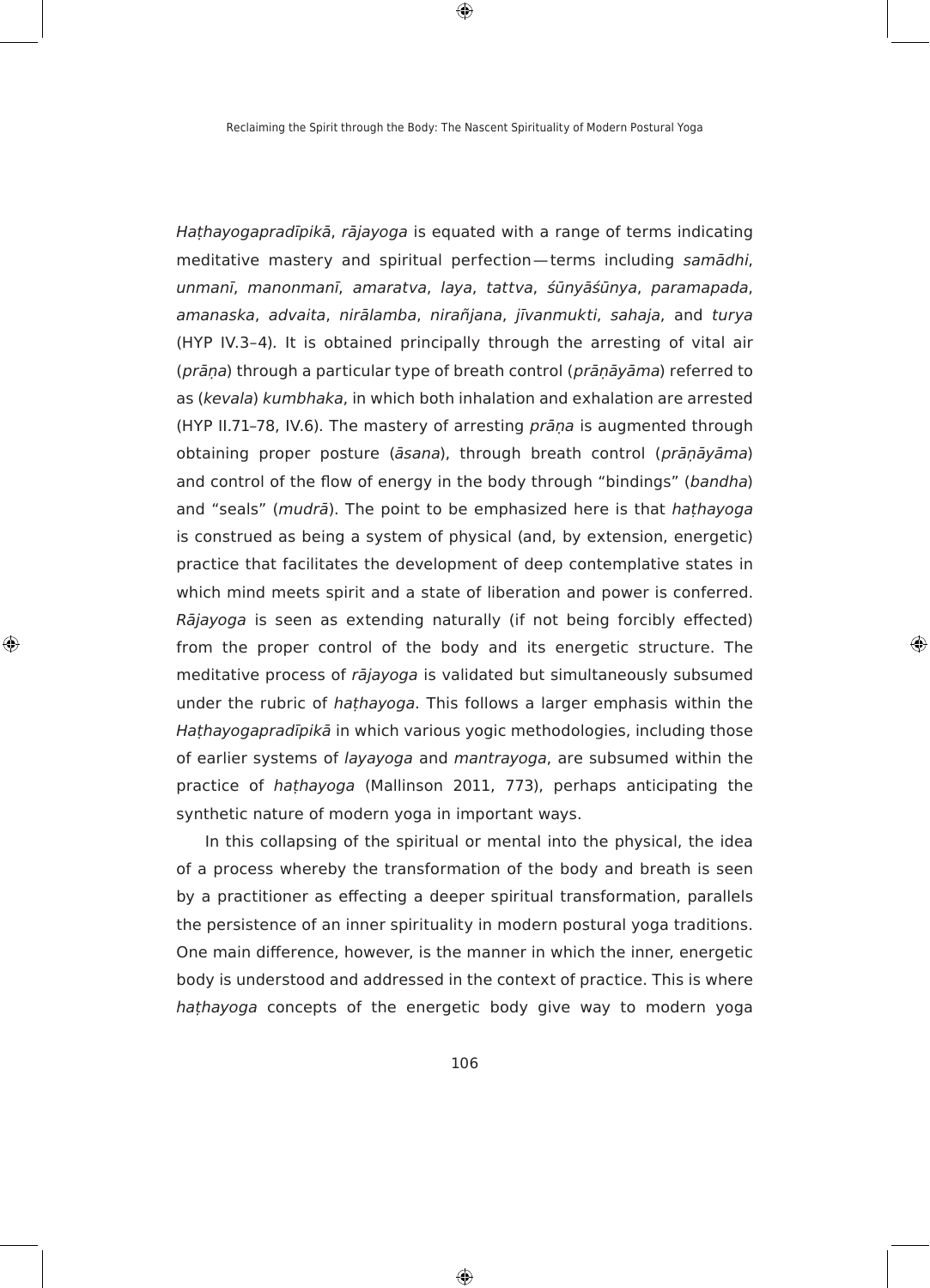*Haṭhayogapradīpikā*, *rājayoga* is equated with a range of terms indicating meditative mastery and spiritual perfection—terms including *samādhi*, *unmanī*, *manonmanī*, *amaratva*, *laya*, *tattva*, *śūnyāśūnya*, *paramapada*, *amanaska*, *advaita*, *nirālamba*, *nirañjana*, *jīvanmukti*, *sahaja*, and *turya* (HYP IV.3–4). It is obtained principally through the arresting of vital air (*prāṇa*) through a particular type of breath control (*prāṇāyāma*) referred to as (*kevala*) *kumbhaka*, in which both inhalation and exhalation are arrested (HYP II.71–78, IV.6). The mastery of arresting *prāṇa* is augmented through obtaining proper posture (*āsana*), through breath control (*prāṇāyāma*) and control of the flow of energy in the body through "bindings" (*bandha*) and "seals" (*mudrā*). The point to be emphasized here is that *haṭhayoga* is construed as being a system of physical (and, by extension, energetic) practice that facilitates the development of deep contemplative states in which mind meets spirit and a state of liberation and power is conferred. *Rājayoga* is seen as extending naturally (if not being forcibly effected) from the proper control of the body and its energetic structure. The meditative process of *rājayoga* is validated but simultaneously subsumed under the rubric of *haṭhayoga*. This follows a larger emphasis within the *Haṭhayogapradīpikā* in which various yogic methodologies, including those of earlier systems of *layayoga* and *mantrayoga*, are subsumed within the practice of *haṭhayoga* (Mallinson 2011, 773), perhaps anticipating the synthetic nature of modern yoga in important ways.

In this collapsing of the spiritual or mental into the physical, the idea of a process whereby the transformation of the body and breath is seen by a practitioner as effecting a deeper spiritual transformation, parallels the persistence of an inner spirituality in modern postural yoga traditions. One main difference, however, is the manner in which the inner, energetic body is understood and addressed in the context of practice. This is where *haṭhayoga* concepts of the energetic body give way to modern yoga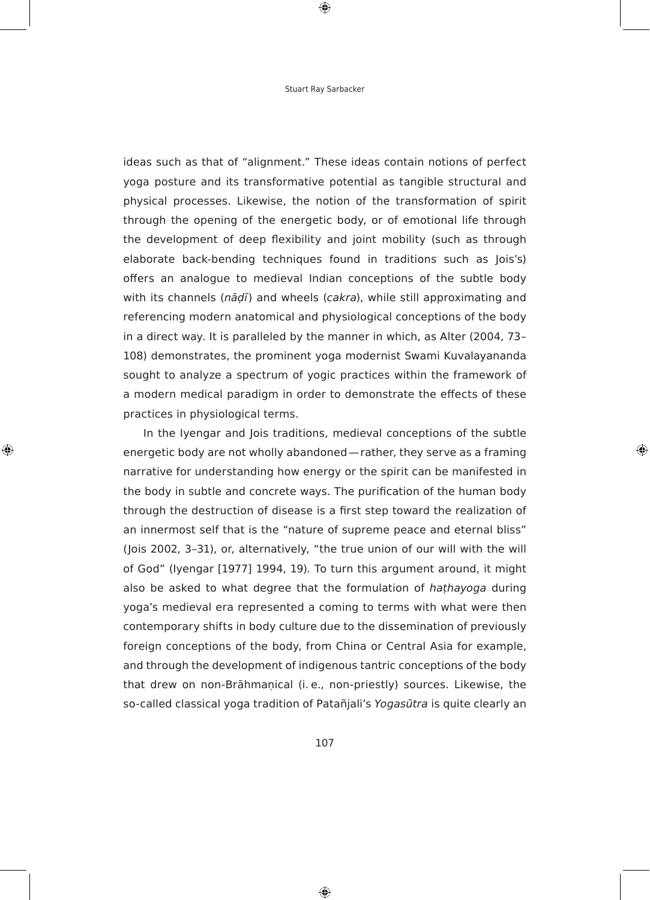ideas such as that of "alignment." These ideas contain notions of perfect yoga posture and its transformative potential as tangible structural and physical processes. Likewise, the notion of the transformation of spirit through the opening of the energetic body, or of emotional life through the development of deep flexibility and joint mobility (such as through elaborate back-bending techniques found in traditions such as Jois's) offers an analogue to medieval Indian conceptions of the subtle body with its channels (*nāḍī*) and wheels (*cakra*), while still approximating and referencing modern anatomical and physiological conceptions of the body in a direct way. It is paralleled by the manner in which, as Alter (2004, 73–108) demonstrates, the prominent yoga modernist Swami Kuvalayananda sought to analyze a spectrum of yogic practices within the framework of a modern medical paradigm in order to demonstrate the effects of these practices in physiological terms.

In the Iyengar and Jois traditions, medieval conceptions of the subtle energetic body are not wholly abandoned — rather, they serve as a framing narrative for understanding how energy or the spirit can be manifested in the body in subtle and concrete ways. The purification of the human body through the destruction of disease is a first step toward the realization of an innermost self that is the "nature of supreme peace and eternal bliss" (Jois 2002, 3–31), or, alternatively, "the true union of our will with the will of God" (Iyengar [1977] 1994, 19). To turn this argument around, it might also be asked to what degree that the formulation of *haṭhayoga* during yoga's medieval era represented a coming to terms with what were then contemporary shifts in body culture due to the dissemination of previously foreign conceptions of the body, from China or Central Asia for example, and through the development of indigenous tantric conceptions of the body that drew on non-Brāhmaṇical (i. e., non-priestly) sources. Likewise, the so-called classical yoga tradition of Patañjali's *Yogasūtra* is quite clearly an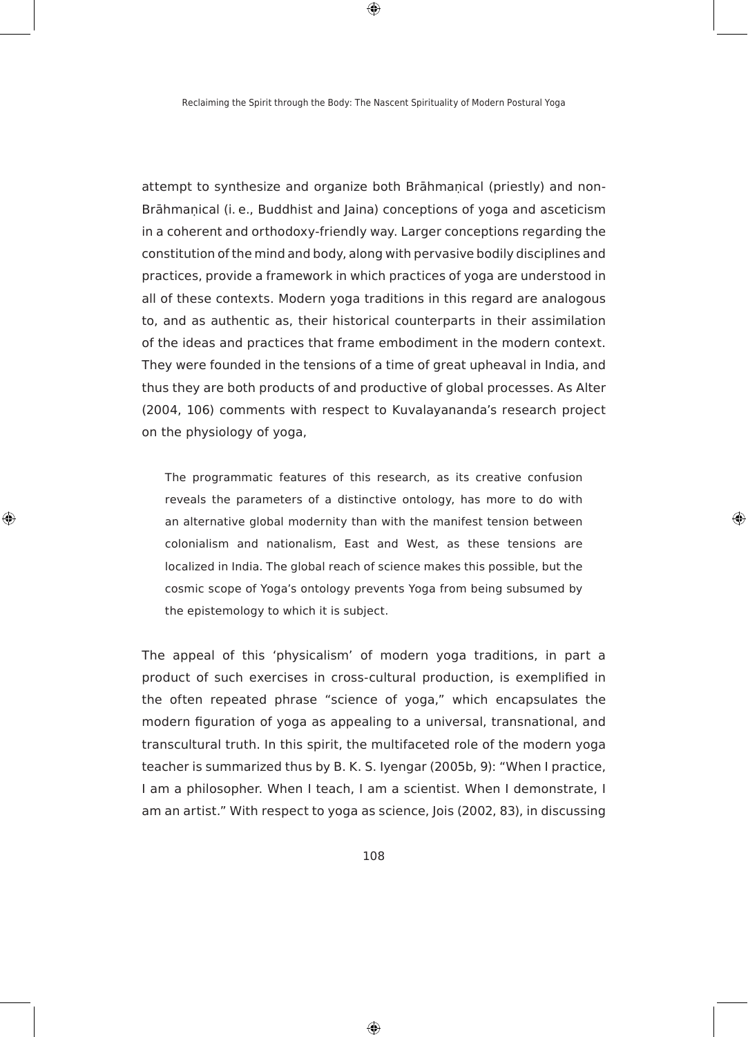attempt to synthesize and organize both Brāhmaṇical (priestly) and non-Brāhmaṇical (i. e., Buddhist and Jaina) conceptions of yoga and asceticism in a coherent and orthodoxy-friendly way. Larger conceptions regarding the constitution of the mind and body, along with pervasive bodily disciplines and practices, provide a framework in which practices of yoga are understood in all of these contexts. Modern yoga traditions in this regard are analogous to, and as authentic as, their historical counterparts in their assimilation of the ideas and practices that frame embodiment in the modern context. They were founded in the tensions of a time of great upheaval in India, and thus they are both products of and productive of global processes. As Alter (2004, 106) comments with respect to Kuvalayananda's research project on the physiology of yoga,

> The programmatic features of this research, as its creative confusion reveals the parameters of a distinctive ontology, has more to do with an alternative global modernity than with the manifest tension between colonialism and nationalism, East and West, as these tensions are localized in India. The global reach of science makes this possible, but the cosmic scope of Yoga's ontology prevents Yoga from being subsumed by the epistemology to which it is subject.

The appeal of this 'physicalism' of modern yoga traditions, in part a product of such exercises in cross-cultural production, is exemplified in the often repeated phrase "science of yoga," which encapsulates the modern figuration of yoga as appealing to a universal, transnational, and transcultural truth. In this spirit, the multifaceted role of the modern yoga teacher is summarized thus by B. K. S. Iyengar (2005b, 9): "When I practice, I am a philosopher. When I teach, I am a scientist. When I demonstrate, I am an artist." With respect to yoga as science, Jois (2002, 83), in discussing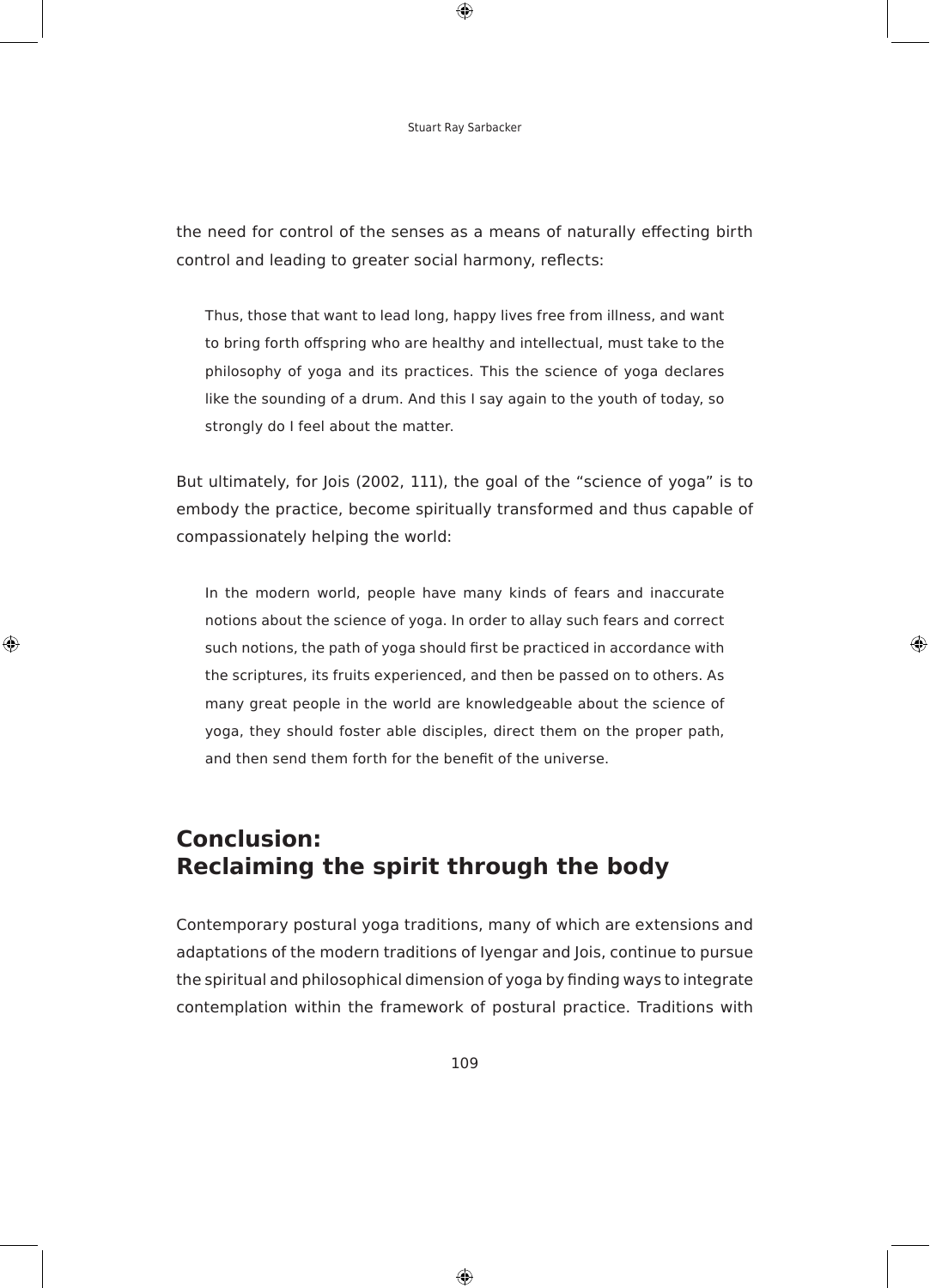the need for control of the senses as a means of naturally effecting birth control and leading to greater social harmony, reflects:

> Thus, those that want to lead long, happy lives free from illness, and want to bring forth offspring who are healthy and intellectual, must take to the philosophy of yoga and its practices. This the science of yoga declares like the sounding of a drum. And this I say again to the youth of today, so strongly do I feel about the matter.

But ultimately, for Jois (2002, 111), the goal of the "science of yoga" is to embody the practice, become spiritually transformed and thus capable of compassionately helping the world:

> In the modern world, people have many kinds of fears and inaccurate notions about the science of yoga. In order to allay such fears and correct such notions, the path of yoga should first be practiced in accordance with the scriptures, its fruits experienced, and then be passed on to others. As many great people in the world are knowledgeable about the science of yoga, they should foster able disciples, direct them on the proper path, and then send them forth for the benefit of the universe.

## Conclusion: Reclaiming the spirit through the body

Contemporary postural yoga traditions, many of which are extensions and adaptations of the modern traditions of Iyengar and Jois, continue to pursue the spiritual and philosophical dimension of yoga by finding ways to integrate contemplation within the framework of postural practice. Traditions with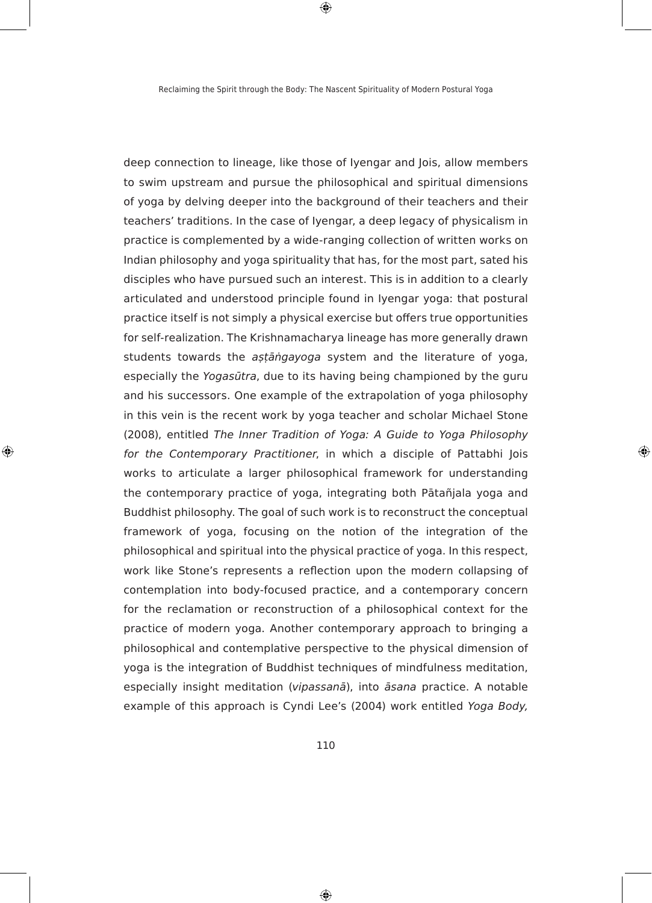deep connection to lineage, like those of Iyengar and Jois, allow members to swim upstream and pursue the philosophical and spiritual dimensions of yoga by delving deeper into the background of their teachers and their teachers' traditions. In the case of Iyengar, a deep legacy of physicalism in practice is complemented by a wide-ranging collection of written works on Indian philosophy and yoga spirituality that has, for the most part, sated his disciples who have pursued such an interest. This is in addition to a clearly articulated and understood principle found in Iyengar yoga: that postural practice itself is not simply a physical exercise but offers true opportunities for self-realization. The Krishnamacharya lineage has more generally drawn students towards the *aṣṭāṅgayoga* system and the literature of yoga, especially the *Yogasūtra*, due to its having being championed by the guru and his successors. One example of the extrapolation of yoga philosophy in this vein is the recent work by yoga teacher and scholar Michael Stone (2008), entitled *The Inner Tradition of Yoga: A Guide to Yoga Philosophy for the Contemporary Practitioner*, in which a disciple of Pattabhi Jois works to articulate a larger philosophical framework for understanding the contemporary practice of yoga, integrating both Pātañjala yoga and Buddhist philosophy. The goal of such work is to reconstruct the conceptual framework of yoga, focusing on the notion of the integration of the philosophical and spiritual into the physical practice of yoga. In this respect, work like Stone's represents a reflection upon the modern collapsing of contemplation into body-focused practice, and a contemporary concern for the reclamation or reconstruction of a philosophical context for the practice of modern yoga. Another contemporary approach to bringing a philosophical and contemplative perspective to the physical dimension of yoga is the integration of Buddhist techniques of mindfulness meditation, especially insight meditation (*vipassanā*), into *āsana* practice. A notable example of this approach is Cyndi Lee's (2004) work entitled *Yoga Body,*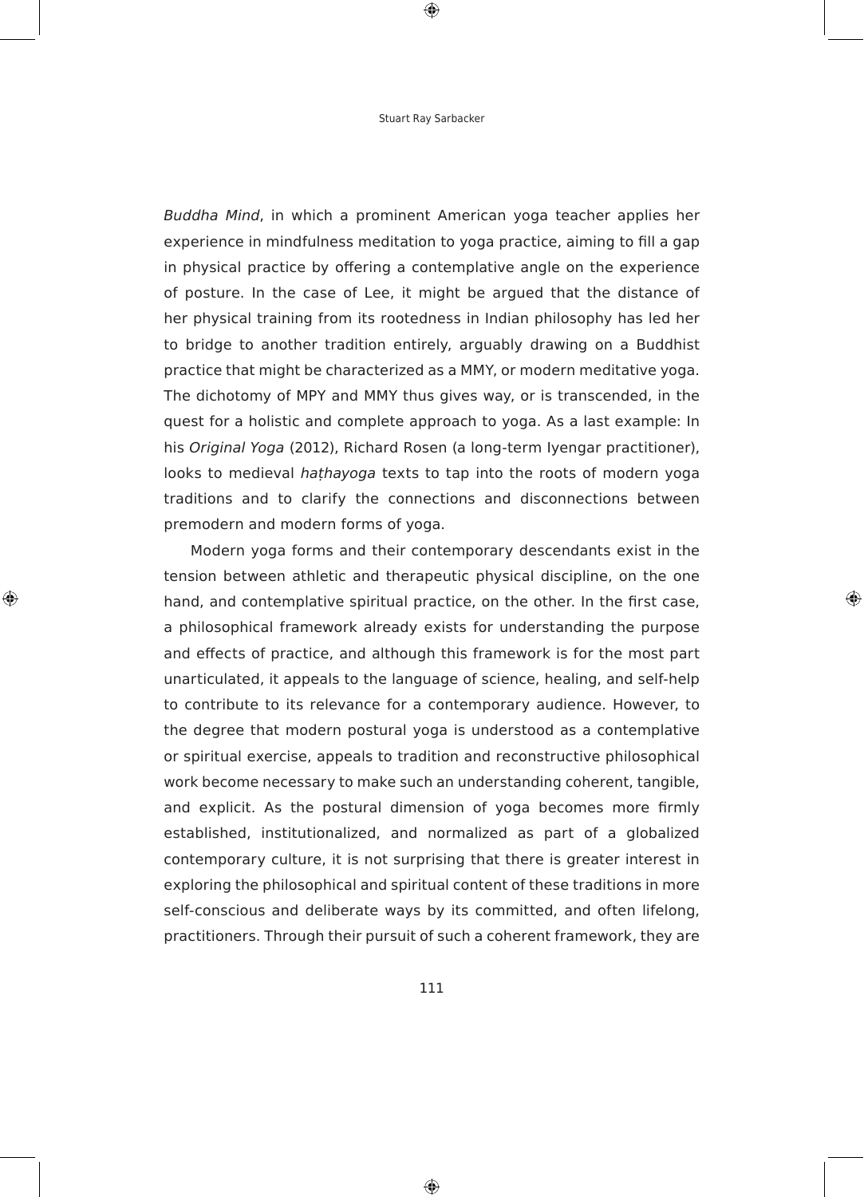*Buddha Mind*, in which a prominent American yoga teacher applies her experience in mindfulness meditation to yoga practice, aiming to fill a gap in physical practice by offering a contemplative angle on the experience of posture. In the case of Lee, it might be argued that the distance of her physical training from its rootedness in Indian philosophy has led her to bridge to another tradition entirely, arguably drawing on a Buddhist practice that might be characterized as a MMY, or modern meditative yoga. The dichotomy of MPY and MMY thus gives way, or is transcended, in the quest for a holistic and complete approach to yoga. As a last example: In his *Original Yoga* (2012), Richard Rosen (a long-term Iyengar practitioner), looks to medieval *haṭhayoga* texts to tap into the roots of modern yoga traditions and to clarify the connections and disconnections between premodern and modern forms of yoga.

Modern yoga forms and their contemporary descendants exist in the tension between athletic and therapeutic physical discipline, on the one hand, and contemplative spiritual practice, on the other. In the first case, a philosophical framework already exists for understanding the purpose and effects of practice, and although this framework is for the most part unarticulated, it appeals to the language of science, healing, and self-help to contribute to its relevance for a contemporary audience. However, to the degree that modern postural yoga is understood as a contemplative or spiritual exercise, appeals to tradition and reconstructive philosophical work become necessary to make such an understanding coherent, tangible, and explicit. As the postural dimension of yoga becomes more firmly established, institutionalized, and normalized as part of a globalized contemporary culture, it is not surprising that there is greater interest in exploring the philosophical and spiritual content of these traditions in more self-conscious and deliberate ways by its committed, and often lifelong, practitioners. Through their pursuit of such a coherent framework, they are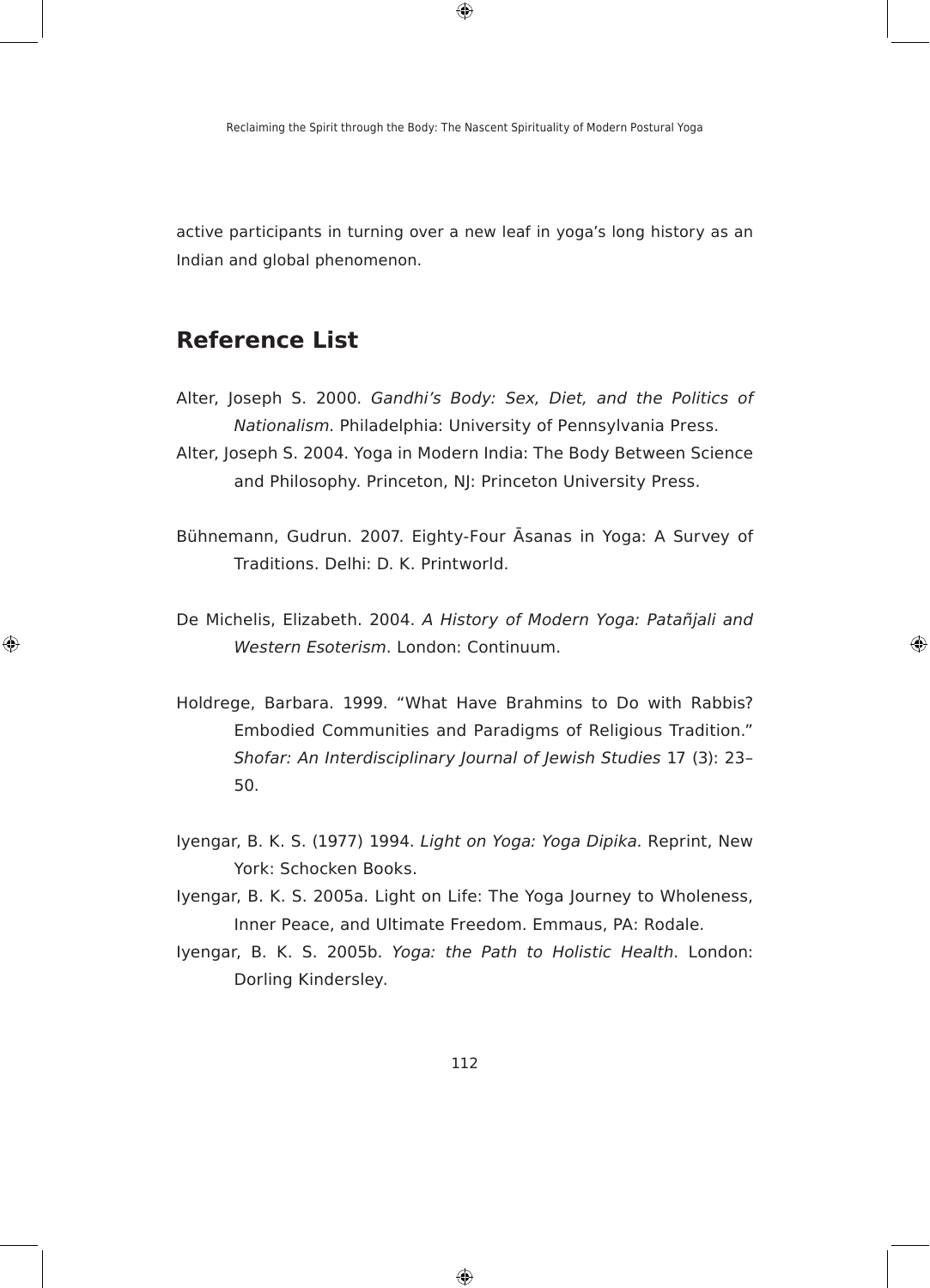active participants in turning over a new leaf in yoga's long history as an Indian and global phenomenon.

## Reference List

Alter, Joseph S. 2000. *Gandhi's Body: Sex, Diet, and the Politics of Nationalism*. Philadelphia: University of Pennsylvania Press.

Alter, Joseph S. 2004. Yoga in Modern India: The Body Between Science and Philosophy. Princeton, NJ: Princeton University Press.

Bühnemann, Gudrun. 2007. Eighty-Four Āsanas in Yoga: A Survey of Traditions. Delhi: D. K. Printworld.

De Michelis, Elizabeth. 2004. *A History of Modern Yoga: Patañjali and Western Esoterism*. London: Continuum.

Holdrege, Barbara. 1999. "What Have Brahmins to Do with Rabbis? Embodied Communities and Paradigms of Religious Tradition." *Shofar: An Interdisciplinary Journal of Jewish Studies* 17 (3): 23–50.

Iyengar, B. K. S. (1977) 1994. *Light on Yoga: Yoga Dipika*. Reprint, New York: Schocken Books.

Iyengar, B. K. S. 2005a. Light on Life: The Yoga Journey to Wholeness, Inner Peace, and Ultimate Freedom. Emmaus, PA: Rodale.

Iyengar, B. K. S. 2005b. *Yoga: the Path to Holistic Health*. London: Dorling Kindersley.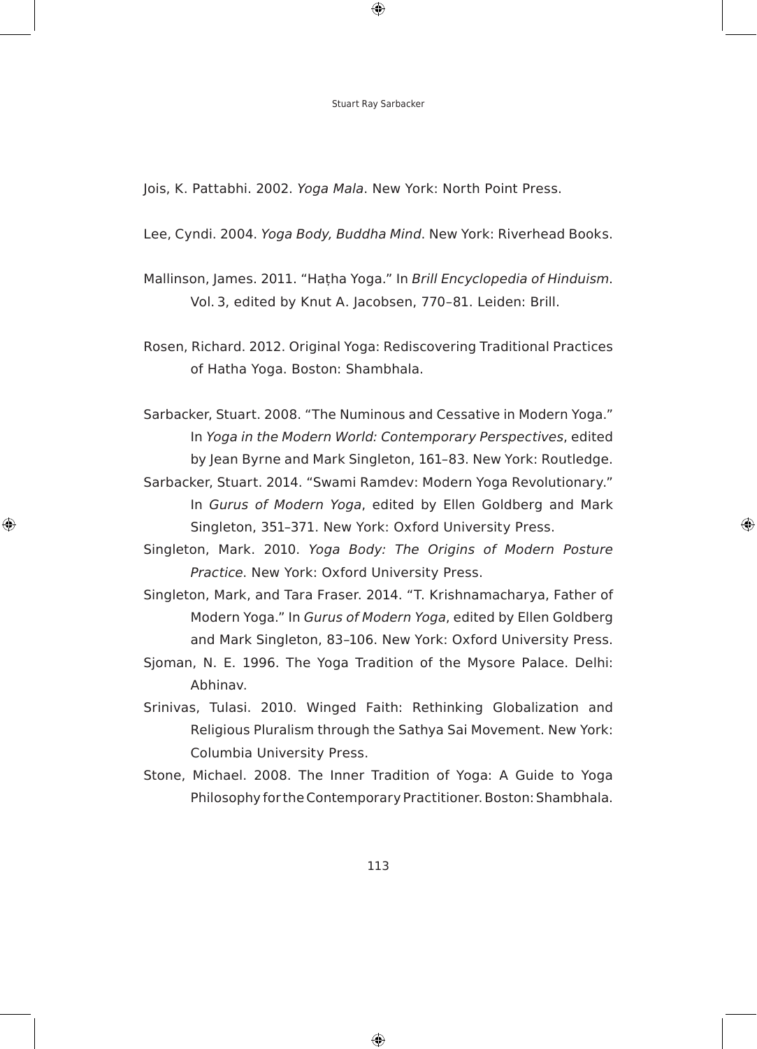Jois, K. Pattabhi. 2002. *Yoga Mala*. New York: North Point Press.

Lee, Cyndi. 2004. *Yoga Body, Buddha Mind*. New York: Riverhead Books.

Mallinson, James. 2011. "Haṭha Yoga." In *Brill Encyclopedia of Hinduism*. Vol. 3, edited by Knut A. Jacobsen, 770–81. Leiden: Brill.

Rosen, Richard. 2012. Original Yoga: Rediscovering Traditional Practices of Hatha Yoga. Boston: Shambhala.

Sarbacker, Stuart. 2008. "The Numinous and Cessative in Modern Yoga." In *Yoga in the Modern World: Contemporary Perspectives*, edited by Jean Byrne and Mark Singleton, 161–83. New York: Routledge.

Sarbacker, Stuart. 2014. "Swami Ramdev: Modern Yoga Revolutionary." In *Gurus of Modern Yoga*, edited by Ellen Goldberg and Mark Singleton, 351–371. New York: Oxford University Press.

Singleton, Mark. 2010. *Yoga Body: The Origins of Modern Posture Practice*. New York: Oxford University Press.

Singleton, Mark, and Tara Fraser. 2014. "T. Krishnamacharya, Father of Modern Yoga." In *Gurus of Modern Yoga*, edited by Ellen Goldberg and Mark Singleton, 83–106. New York: Oxford University Press.

Sjoman, N. E. 1996. The Yoga Tradition of the Mysore Palace. Delhi: Abhinav.

Srinivas, Tulasi. 2010. Winged Faith: Rethinking Globalization and Religious Pluralism through the Sathya Sai Movement. New York: Columbia University Press.

Stone, Michael. 2008. The Inner Tradition of Yoga: A Guide to Yoga Philosophy for the Contemporary Practitioner. Boston: Shambhala.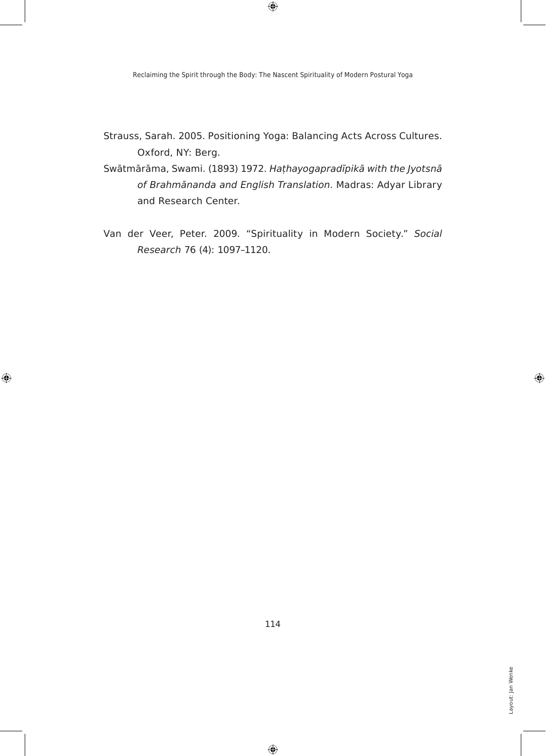Strauss, Sarah. 2005. Positioning Yoga: Balancing Acts Across Cultures. Oxford, NY: Berg.

Swātmārāma, Swami. (1893) 1972. *Haṭhayogapradīpikā with the Jyotsnā of Brahmānanda and English Translation*. Madras: Adyar Library and Research Center.

Van der Veer, Peter. 2009. "Spirituality in Modern Society." *Social Research* 76 (4): 1097–1120.